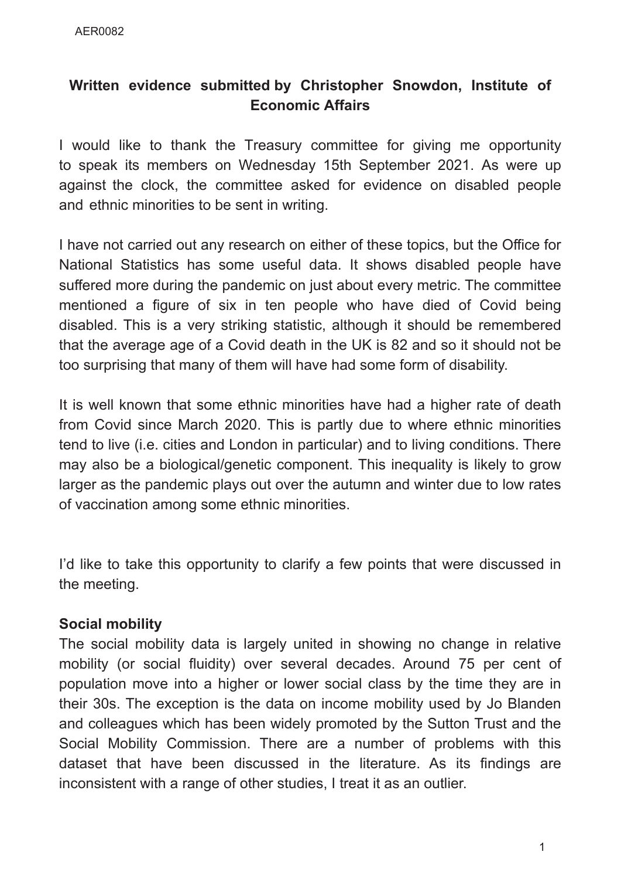AER0082

**Written evidence submitted by Christopher Snowdon, Institute of Economic Affairs**

I would like to thank the Treasury committee for giving me opportunity to speak its members on Wednesday 15th September 2021. As were up against the clock, the committee asked for evidence on disabled people and ethnic minorities to be sent in writing.

I have not carried out any research on either of these topics, but the Office for National Statistics has some useful data. It shows disabled people have suffered more during the pandemic on just about every metric. The committee mentioned a figure of six in ten people who have died of Covid being disabled. This is a very striking statistic, although it should be remembered that the average age of a Covid death in the UK is 82 and so it should not be too surprising that many of them will have had some form of disability.

It is well known that some ethnic minorities have had a higher rate of death from Covid since March 2020. This is partly due to where ethnic minorities tend to live (i.e. cities and London in particular) and to living conditions. There may also be a biological/genetic component. This inequality is likely to grow larger as the pandemic plays out over the autumn and winter due to low rates of vaccination among some ethnic minorities.

I'd like to take this opportunity to clarify a few points that were discussed in the meeting.

**Social mobility**

The social mobility data is largely united in showing no change in relative mobility (or social fluidity) over several decades. Around 75 per cent of population move into a higher or lower social class by the time they are in their 30s. The exception is the data on income mobility used by Jo Blanden and colleagues which has been widely promoted by the Sutton Trust and the Social Mobility Commission. There are a number of problems with this dataset that have been discussed in the literature. As its findings are inconsistent with a range of other studies, I treat it as an outlier.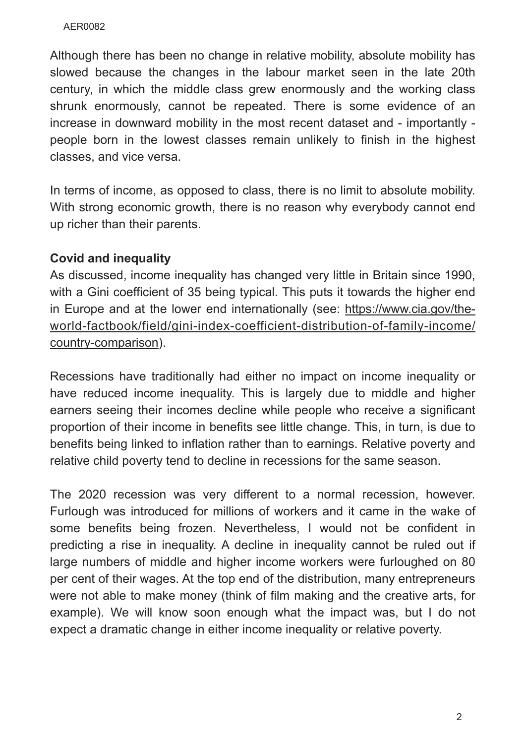Although there has been no change in relative mobility, absolute mobility has slowed because the changes in the labour market seen in the late 20th century, in which the middle class grew enormously and the working class shrunk enormously, cannot be repeated. There is some evidence of an increase in downward mobility in the most recent dataset and - importantly - people born in the lowest classes remain unlikely to finish in the highest classes, and vice versa.

In terms of income, as opposed to class, there is no limit to absolute mobility. With strong economic growth, there is no reason why everybody cannot end up richer than their parents.

**Covid and inequality**

As discussed, income inequality has changed very little in Britain since 1990, with a Gini coefficient of 35 being typical. This puts it towards the higher end in Europe and at the lower end internationally (see: https://www.cia.gov/the-world-factbook/field/gini-index-coefficient-distribution-of-family-income/country-comparison).

Recessions have traditionally had either no impact on income inequality or have reduced income inequality. This is largely due to middle and higher earners seeing their incomes decline while people who receive a significant proportion of their income in benefits see little change. This, in turn, is due to benefits being linked to inflation rather than to earnings. Relative poverty and relative child poverty tend to decline in recessions for the same season.

The 2020 recession was very different to a normal recession, however. Furlough was introduced for millions of workers and it came in the wake of some benefits being frozen. Nevertheless, I would not be confident in predicting a rise in inequality. A decline in inequality cannot be ruled out if large numbers of middle and higher income workers were furloughed on 80 per cent of their wages. At the top end of the distribution, many entrepreneurs were not able to make money (think of film making and the creative arts, for example). We will know soon enough what the impact was, but I do not expect a dramatic change in either income inequality or relative poverty.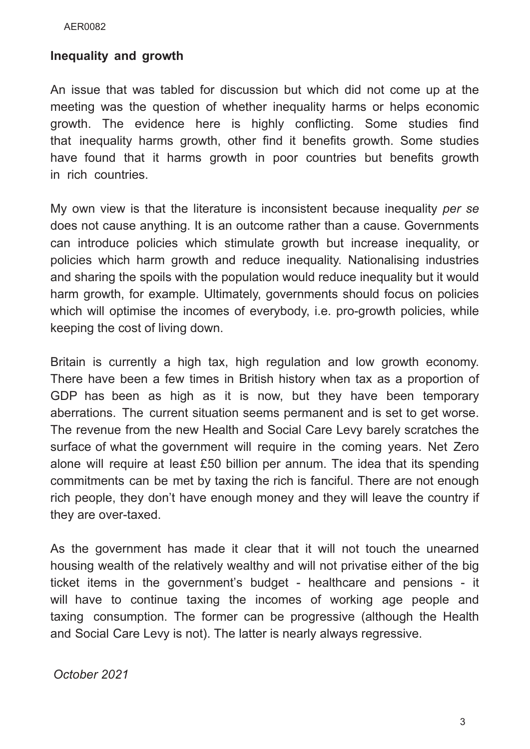AER0082

## Inequality and growth

An issue that was tabled for discussion but which did not come up at the meeting was the question of whether inequality harms or helps economic growth. The evidence here is highly conflicting. Some studies find that inequality harms growth, other find it benefits growth. Some studies have found that it harms growth in poor countries but benefits growth in rich countries.

My own view is that the literature is inconsistent because inequality *per se* does not cause anything. It is an outcome rather than a cause. Governments can introduce policies which stimulate growth but increase inequality, or policies which harm growth and reduce inequality. Nationalising industries and sharing the spoils with the population would reduce inequality but it would harm growth, for example. Ultimately, governments should focus on policies which will optimise the incomes of everybody, i.e. pro-growth policies, while keeping the cost of living down.

Britain is currently a high tax, high regulation and low growth economy. There have been a few times in British history when tax as a proportion of GDP has been as high as it is now, but they have been temporary aberrations. The current situation seems permanent and is set to get worse. The revenue from the new Health and Social Care Levy barely scratches the surface of what the government will require in the coming years. Net Zero alone will require at least £50 billion per annum. The idea that its spending commitments can be met by taxing the rich is fanciful. There are not enough rich people, they don't have enough money and they will leave the country if they are over-taxed.

As the government has made it clear that it will not touch the unearned housing wealth of the relatively wealthy and will not privatise either of the big ticket items in the government's budget - healthcare and pensions - it will have to continue taxing the incomes of working age people and taxing consumption. The former can be progressive (although the Health and Social Care Levy is not). The latter is nearly always regressive.

*October 2021*